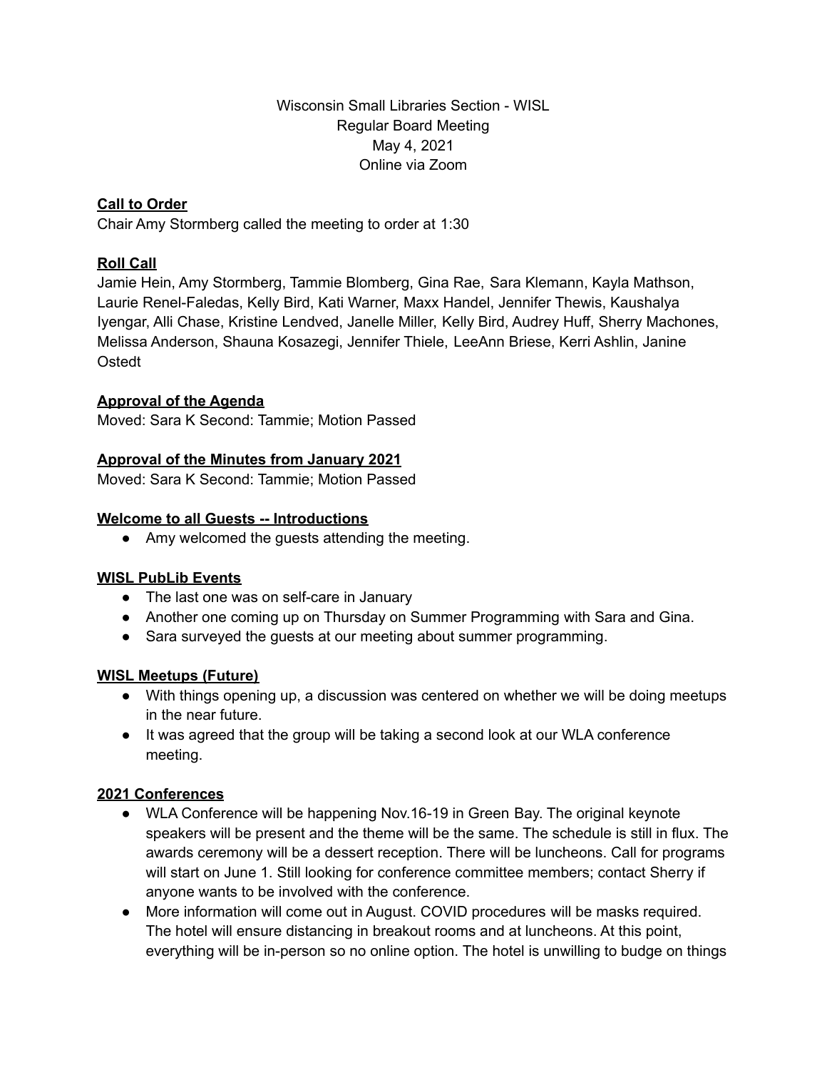Wisconsin Small Libraries Section - WISL
Regular Board Meeting
May 4, 2021
Online via Zoom

**Call to Order**

Chair Amy Stormberg called the meeting to order at 1:30

**Roll Call**

Jamie Hein, Amy Stormberg, Tammie Blomberg, Gina Rae, Sara Klemann, Kayla Mathson, Laurie Renel-Faledas, Kelly Bird, Kati Warner, Maxx Handel, Jennifer Thewis, Kaushalya Iyengar, Alli Chase, Kristine Lendved, Janelle Miller, Kelly Bird, Audrey Huff, Sherry Machones, Melissa Anderson, Shauna Kosazegi, Jennifer Thiele, LeeAnn Briese, Kerri Ashlin, Janine Ostedt

**Approval of the Agenda**

Moved: Sara K Second: Tammie; Motion Passed

**Approval of the Minutes from January 2021**

Moved: Sara K Second: Tammie; Motion Passed

**Welcome to all Guests -- Introductions**

- Amy welcomed the guests attending the meeting.

**WISL PubLib Events**

- The last one was on self-care in January
- Another one coming up on Thursday on Summer Programming with Sara and Gina.
- Sara surveyed the guests at our meeting about summer programming.

**WISL Meetups (Future)**

- With things opening up, a discussion was centered on whether we will be doing meetups in the near future.
- It was agreed that the group will be taking a second look at our WLA conference meeting.

**2021 Conferences**

- WLA Conference will be happening Nov.16-19 in Green Bay. The original keynote speakers will be present and the theme will be the same. The schedule is still in flux. The awards ceremony will be a dessert reception. There will be luncheons. Call for programs will start on June 1. Still looking for conference committee members; contact Sherry if anyone wants to be involved with the conference.
- More information will come out in August. COVID procedures will be masks required. The hotel will ensure distancing in breakout rooms and at luncheons. At this point, everything will be in-person so no online option. The hotel is unwilling to budge on things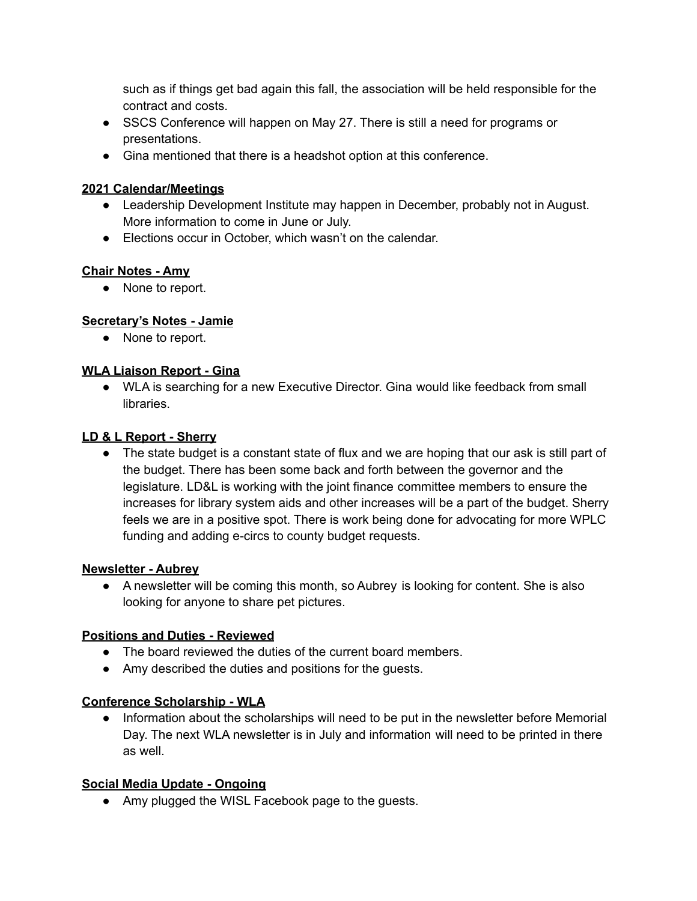such as if things get bad again this fall, the association will be held responsible for the contract and costs.

- SSCS Conference will happen on May 27. There is still a need for programs or presentations.
- Gina mentioned that there is a headshot option at this conference.

**2021 Calendar/Meetings**

- Leadership Development Institute may happen in December, probably not in August. More information to come in June or July.
- Elections occur in October, which wasn't on the calendar.

**Chair Notes - Amy**

- None to report.

**Secretary's Notes - Jamie**

- None to report.

**WLA Liaison Report - Gina**

- WLA is searching for a new Executive Director. Gina would like feedback from small libraries.

**LD & L Report - Sherry**

- The state budget is a constant state of flux and we are hoping that our ask is still part of the budget. There has been some back and forth between the governor and the legislature. LD&L is working with the joint finance committee members to ensure the increases for library system aids and other increases will be a part of the budget. Sherry feels we are in a positive spot. There is work being done for advocating for more WPLC funding and adding e-circs to county budget requests.

**Newsletter - Aubrey**

- A newsletter will be coming this month, so Aubrey is looking for content. She is also looking for anyone to share pet pictures.

**Positions and Duties - Reviewed**

- The board reviewed the duties of the current board members.
- Amy described the duties and positions for the guests.

**Conference Scholarship - WLA**

- Information about the scholarships will need to be put in the newsletter before Memorial Day. The next WLA newsletter is in July and information will need to be printed in there as well.

**Social Media Update - Ongoing**

- Amy plugged the WISL Facebook page to the guests.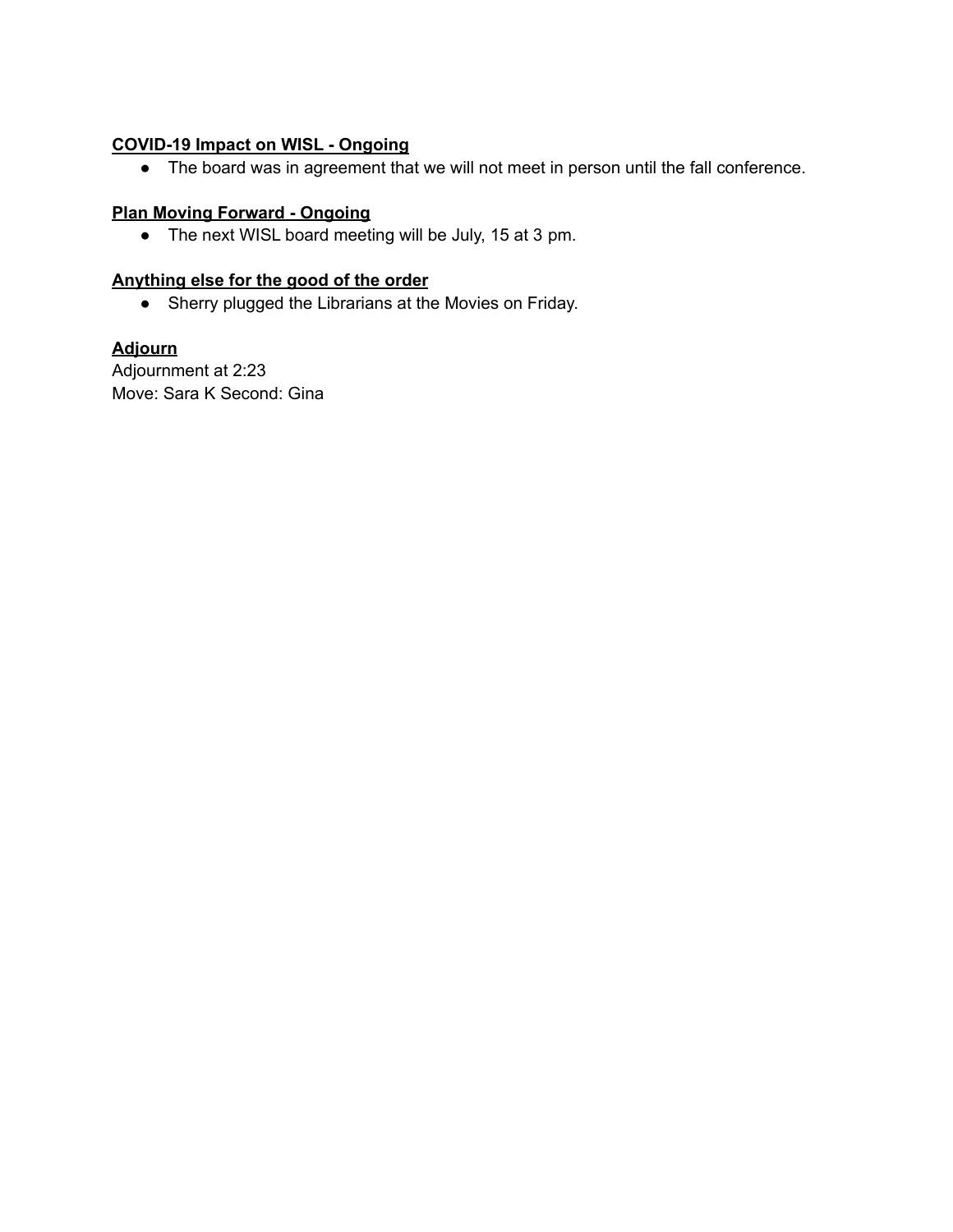**COVID-19 Impact on WISL - Ongoing**

- The board was in agreement that we will not meet in person until the fall conference.

**Plan Moving Forward - Ongoing**

- The next WISL board meeting will be July, 15 at 3 pm.

**Anything else for the good of the order**

- Sherry plugged the Librarians at the Movies on Friday.

**Adjourn**

Adjournment at 2:23
Move: Sara K Second: Gina